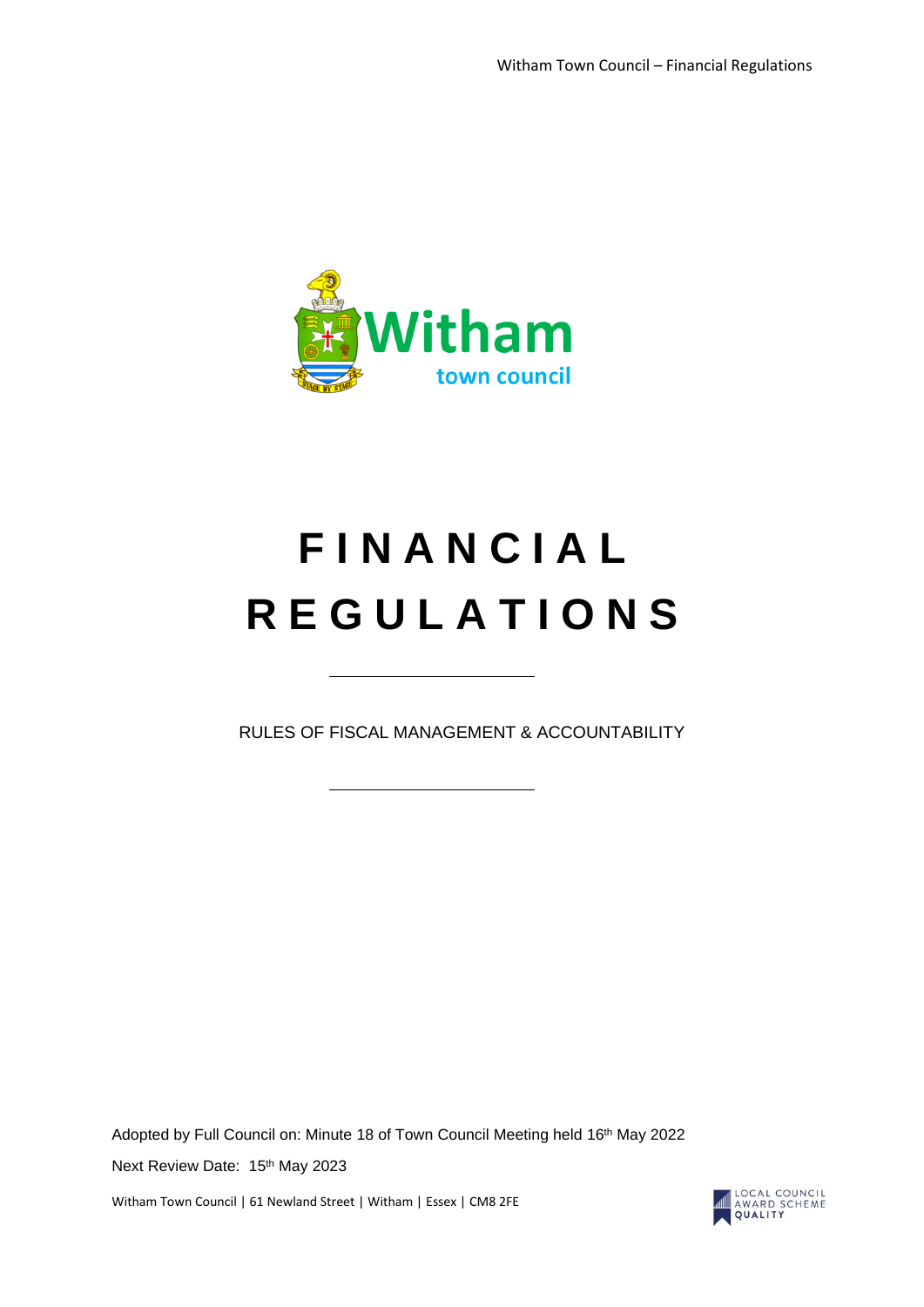# FINANCIAL REGULATIONS

RULES OF FISCAL MANAGEMENT & ACCOUNTABILITY

Adopted by Full Council on: Minute 18 of Town Council Meeting held 16th May 2022

Next Review Date: 15th May 2023

Witham Town Council | 61 Newland Street | Witham | Essex | CM8 2FE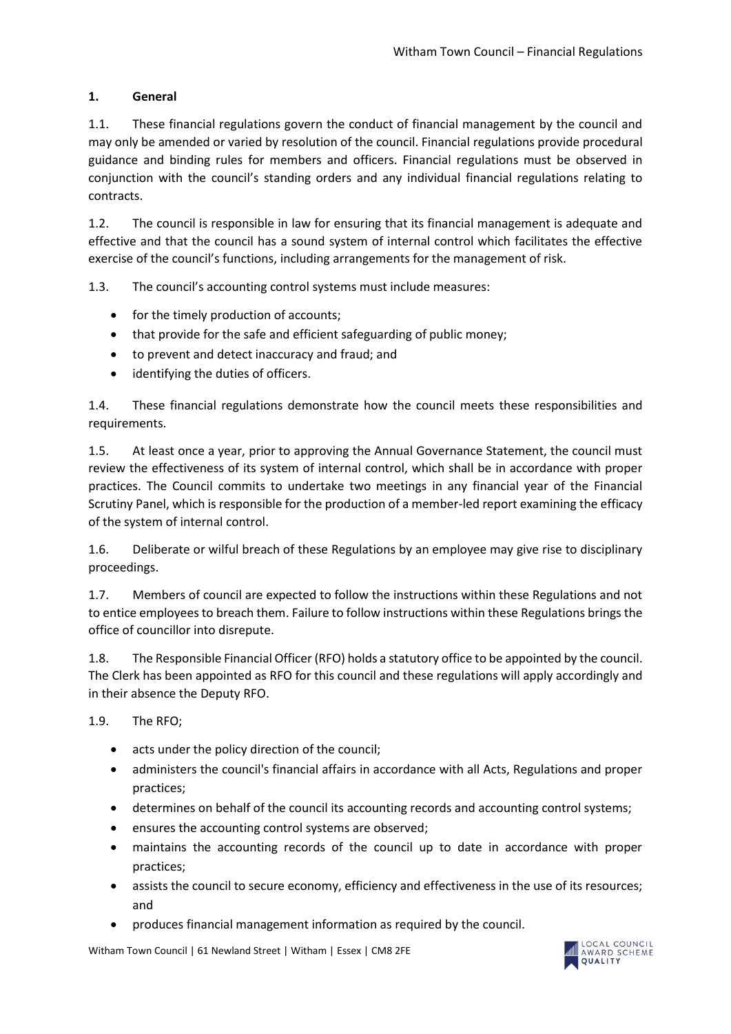## 1. General

1.1. These financial regulations govern the conduct of financial management by the council and may only be amended or varied by resolution of the council. Financial regulations provide procedural guidance and binding rules for members and officers. Financial regulations must be observed in conjunction with the council's standing orders and any individual financial regulations relating to contracts.

1.2. The council is responsible in law for ensuring that its financial management is adequate and effective and that the council has a sound system of internal control which facilitates the effective exercise of the council's functions, including arrangements for the management of risk.

1.3. The council's accounting control systems must include measures:

- for the timely production of accounts;
- that provide for the safe and efficient safeguarding of public money;
- to prevent and detect inaccuracy and fraud; and
- identifying the duties of officers.

1.4. These financial regulations demonstrate how the council meets these responsibilities and requirements.

1.5. At least once a year, prior to approving the Annual Governance Statement, the council must review the effectiveness of its system of internal control, which shall be in accordance with proper practices. The Council commits to undertake two meetings in any financial year of the Financial Scrutiny Panel, which is responsible for the production of a member-led report examining the efficacy of the system of internal control.

1.6. Deliberate or wilful breach of these Regulations by an employee may give rise to disciplinary proceedings.

1.7. Members of council are expected to follow the instructions within these Regulations and not to entice employees to breach them. Failure to follow instructions within these Regulations brings the office of councillor into disrepute.

1.8. The Responsible Financial Officer (RFO) holds a statutory office to be appointed by the council. The Clerk has been appointed as RFO for this council and these regulations will apply accordingly and in their absence the Deputy RFO.

1.9. The RFO;

- acts under the policy direction of the council;
- administers the council's financial affairs in accordance with all Acts, Regulations and proper practices;
- determines on behalf of the council its accounting records and accounting control systems;
- ensures the accounting control systems are observed;
- maintains the accounting records of the council up to date in accordance with proper practices;
- assists the council to secure economy, efficiency and effectiveness in the use of its resources; and
- produces financial management information as required by the council.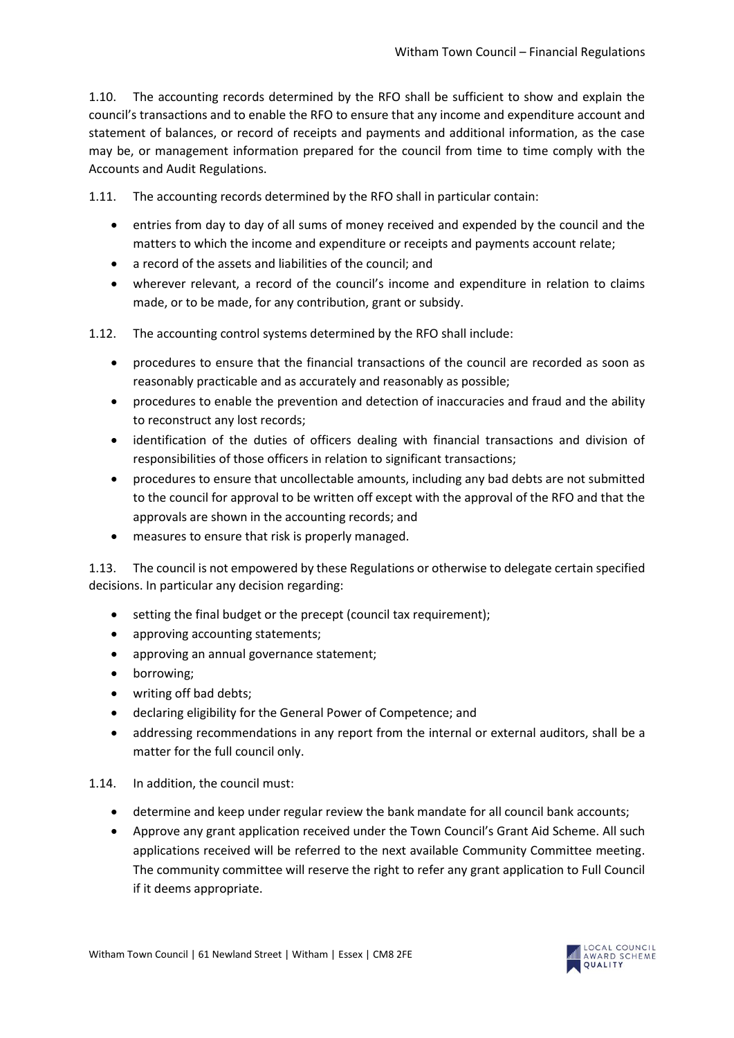1.10. The accounting records determined by the RFO shall be sufficient to show and explain the council's transactions and to enable the RFO to ensure that any income and expenditure account and statement of balances, or record of receipts and payments and additional information, as the case may be, or management information prepared for the council from time to time comply with the Accounts and Audit Regulations.

1.11. The accounting records determined by the RFO shall in particular contain:

- entries from day to day of all sums of money received and expended by the council and the matters to which the income and expenditure or receipts and payments account relate;
- a record of the assets and liabilities of the council; and
- wherever relevant, a record of the council's income and expenditure in relation to claims made, or to be made, for any contribution, grant or subsidy.

1.12. The accounting control systems determined by the RFO shall include:

- procedures to ensure that the financial transactions of the council are recorded as soon as reasonably practicable and as accurately and reasonably as possible;
- procedures to enable the prevention and detection of inaccuracies and fraud and the ability to reconstruct any lost records;
- identification of the duties of officers dealing with financial transactions and division of responsibilities of those officers in relation to significant transactions;
- procedures to ensure that uncollectable amounts, including any bad debts are not submitted to the council for approval to be written off except with the approval of the RFO and that the approvals are shown in the accounting records; and
- measures to ensure that risk is properly managed.

1.13. The council is not empowered by these Regulations or otherwise to delegate certain specified decisions. In particular any decision regarding:

- setting the final budget or the precept (council tax requirement);
- approving accounting statements;
- approving an annual governance statement;
- borrowing;
- writing off bad debts;
- declaring eligibility for the General Power of Competence; and
- addressing recommendations in any report from the internal or external auditors, shall be a matter for the full council only.

1.14. In addition, the council must:

- determine and keep under regular review the bank mandate for all council bank accounts;
- Approve any grant application received under the Town Council's Grant Aid Scheme. All such applications received will be referred to the next available Community Committee meeting. The community committee will reserve the right to refer any grant application to Full Council if it deems appropriate.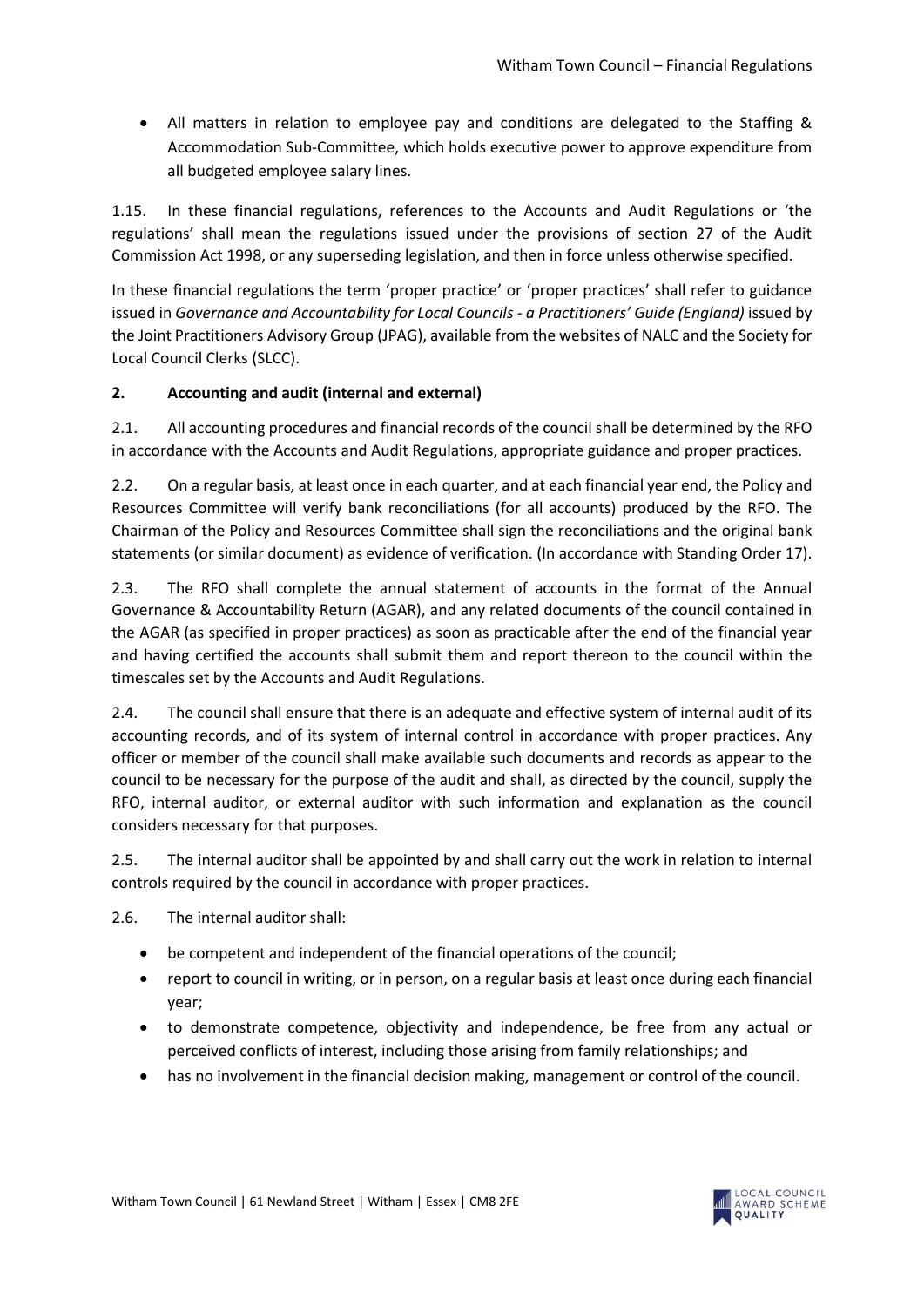- All matters in relation to employee pay and conditions are delegated to the Staffing & Accommodation Sub-Committee, which holds executive power to approve expenditure from all budgeted employee salary lines.

1.15. In these financial regulations, references to the Accounts and Audit Regulations or 'the regulations' shall mean the regulations issued under the provisions of section 27 of the Audit Commission Act 1998, or any superseding legislation, and then in force unless otherwise specified.

In these financial regulations the term 'proper practice' or 'proper practices' shall refer to guidance issued in *Governance and Accountability for Local Councils - a Practitioners' Guide (England)* issued by the Joint Practitioners Advisory Group (JPAG), available from the websites of NALC and the Society for Local Council Clerks (SLCC).

## 2. Accounting and audit (internal and external)

2.1. All accounting procedures and financial records of the council shall be determined by the RFO in accordance with the Accounts and Audit Regulations, appropriate guidance and proper practices.

2.2. On a regular basis, at least once in each quarter, and at each financial year end, the Policy and Resources Committee will verify bank reconciliations (for all accounts) produced by the RFO. The Chairman of the Policy and Resources Committee shall sign the reconciliations and the original bank statements (or similar document) as evidence of verification. (In accordance with Standing Order 17).

2.3. The RFO shall complete the annual statement of accounts in the format of the Annual Governance & Accountability Return (AGAR), and any related documents of the council contained in the AGAR (as specified in proper practices) as soon as practicable after the end of the financial year and having certified the accounts shall submit them and report thereon to the council within the timescales set by the Accounts and Audit Regulations.

2.4. The council shall ensure that there is an adequate and effective system of internal audit of its accounting records, and of its system of internal control in accordance with proper practices. Any officer or member of the council shall make available such documents and records as appear to the council to be necessary for the purpose of the audit and shall, as directed by the council, supply the RFO, internal auditor, or external auditor with such information and explanation as the council considers necessary for that purposes.

2.5. The internal auditor shall be appointed by and shall carry out the work in relation to internal controls required by the council in accordance with proper practices.

2.6. The internal auditor shall:

- be competent and independent of the financial operations of the council;
- report to council in writing, or in person, on a regular basis at least once during each financial year;
- to demonstrate competence, objectivity and independence, be free from any actual or perceived conflicts of interest, including those arising from family relationships; and
- has no involvement in the financial decision making, management or control of the council.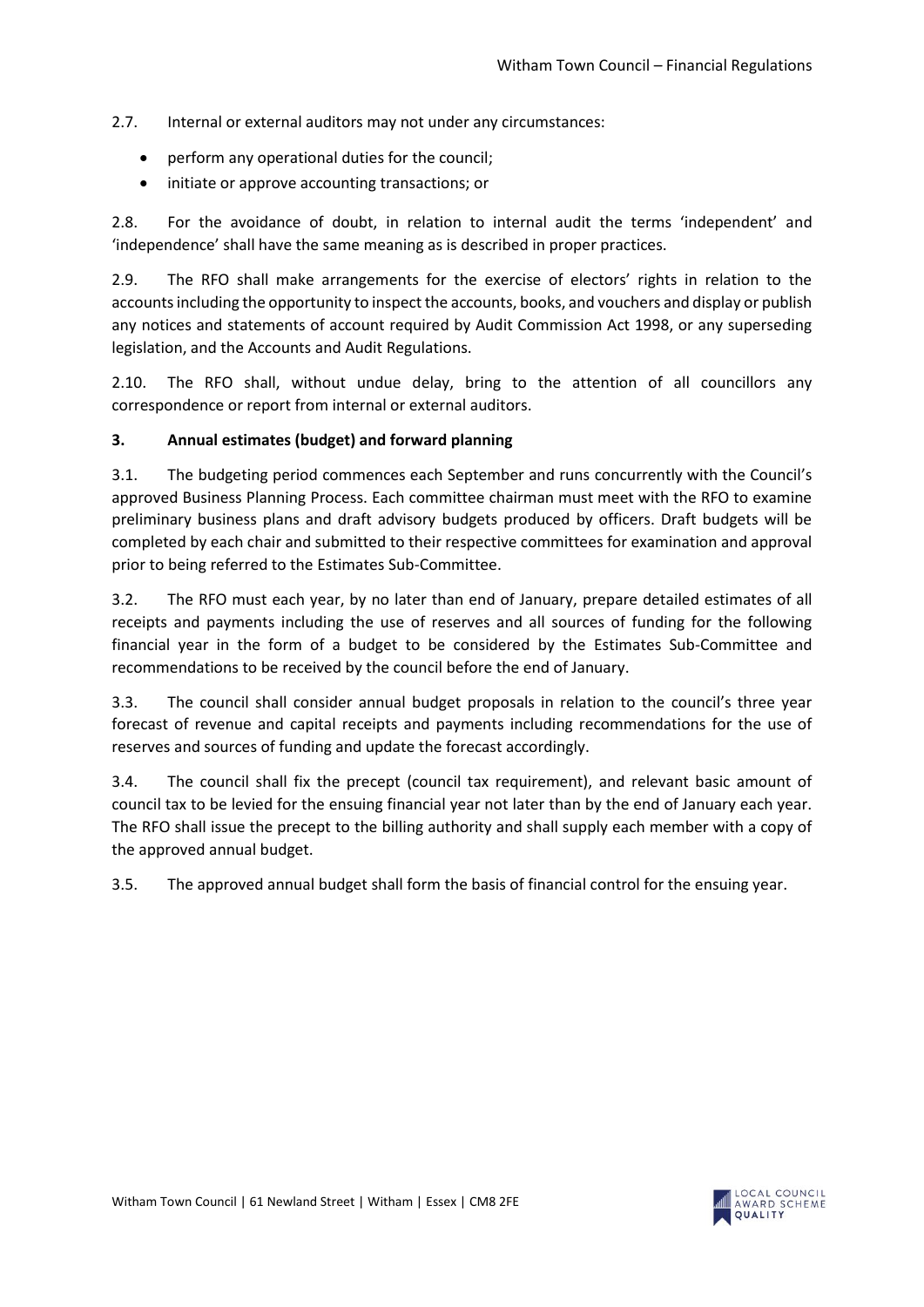2.7. Internal or external auditors may not under any circumstances:

- perform any operational duties for the council;
- initiate or approve accounting transactions; or

2.8. For the avoidance of doubt, in relation to internal audit the terms 'independent' and 'independence' shall have the same meaning as is described in proper practices.

2.9. The RFO shall make arrangements for the exercise of electors' rights in relation to the accounts including the opportunity to inspect the accounts, books, and vouchers and display or publish any notices and statements of account required by Audit Commission Act 1998, or any superseding legislation, and the Accounts and Audit Regulations.

2.10. The RFO shall, without undue delay, bring to the attention of all councillors any correspondence or report from internal or external auditors.

**3. Annual estimates (budget) and forward planning**

3.1. The budgeting period commences each September and runs concurrently with the Council's approved Business Planning Process. Each committee chairman must meet with the RFO to examine preliminary business plans and draft advisory budgets produced by officers. Draft budgets will be completed by each chair and submitted to their respective committees for examination and approval prior to being referred to the Estimates Sub-Committee.

3.2. The RFO must each year, by no later than end of January, prepare detailed estimates of all receipts and payments including the use of reserves and all sources of funding for the following financial year in the form of a budget to be considered by the Estimates Sub-Committee and recommendations to be received by the council before the end of January.

3.3. The council shall consider annual budget proposals in relation to the council's three year forecast of revenue and capital receipts and payments including recommendations for the use of reserves and sources of funding and update the forecast accordingly.

3.4. The council shall fix the precept (council tax requirement), and relevant basic amount of council tax to be levied for the ensuing financial year not later than by the end of January each year. The RFO shall issue the precept to the billing authority and shall supply each member with a copy of the approved annual budget.

3.5. The approved annual budget shall form the basis of financial control for the ensuing year.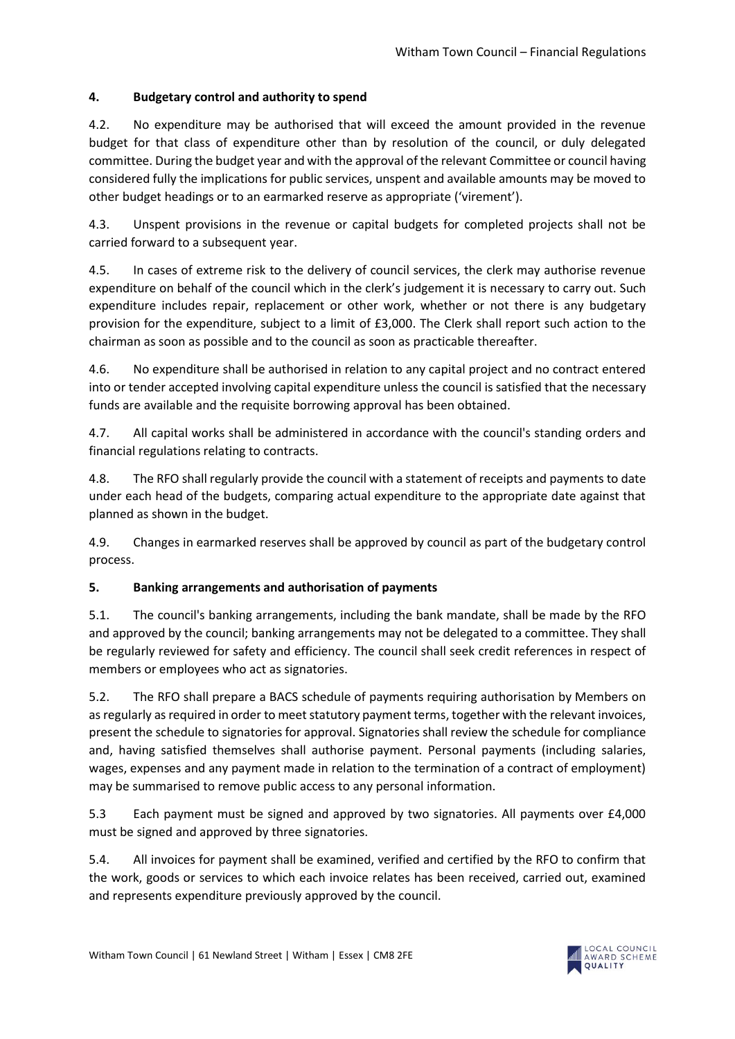### 4. Budgetary control and authority to spend

4.2. No expenditure may be authorised that will exceed the amount provided in the revenue budget for that class of expenditure other than by resolution of the council, or duly delegated committee. During the budget year and with the approval of the relevant Committee or council having considered fully the implications for public services, unspent and available amounts may be moved to other budget headings or to an earmarked reserve as appropriate ('virement').

4.3. Unspent provisions in the revenue or capital budgets for completed projects shall not be carried forward to a subsequent year.

4.5. In cases of extreme risk to the delivery of council services, the clerk may authorise revenue expenditure on behalf of the council which in the clerk's judgement it is necessary to carry out. Such expenditure includes repair, replacement or other work, whether or not there is any budgetary provision for the expenditure, subject to a limit of £3,000. The Clerk shall report such action to the chairman as soon as possible and to the council as soon as practicable thereafter.

4.6. No expenditure shall be authorised in relation to any capital project and no contract entered into or tender accepted involving capital expenditure unless the council is satisfied that the necessary funds are available and the requisite borrowing approval has been obtained.

4.7. All capital works shall be administered in accordance with the council's standing orders and financial regulations relating to contracts.

4.8. The RFO shall regularly provide the council with a statement of receipts and payments to date under each head of the budgets, comparing actual expenditure to the appropriate date against that planned as shown in the budget.

4.9. Changes in earmarked reserves shall be approved by council as part of the budgetary control process.

### 5. Banking arrangements and authorisation of payments

5.1. The council's banking arrangements, including the bank mandate, shall be made by the RFO and approved by the council; banking arrangements may not be delegated to a committee. They shall be regularly reviewed for safety and efficiency. The council shall seek credit references in respect of members or employees who act as signatories.

5.2. The RFO shall prepare a BACS schedule of payments requiring authorisation by Members on as regularly as required in order to meet statutory payment terms, together with the relevant invoices, present the schedule to signatories for approval. Signatories shall review the schedule for compliance and, having satisfied themselves shall authorise payment. Personal payments (including salaries, wages, expenses and any payment made in relation to the termination of a contract of employment) may be summarised to remove public access to any personal information.

5.3 Each payment must be signed and approved by two signatories. All payments over £4,000 must be signed and approved by three signatories.

5.4. All invoices for payment shall be examined, verified and certified by the RFO to confirm that the work, goods or services to which each invoice relates has been received, carried out, examined and represents expenditure previously approved by the council.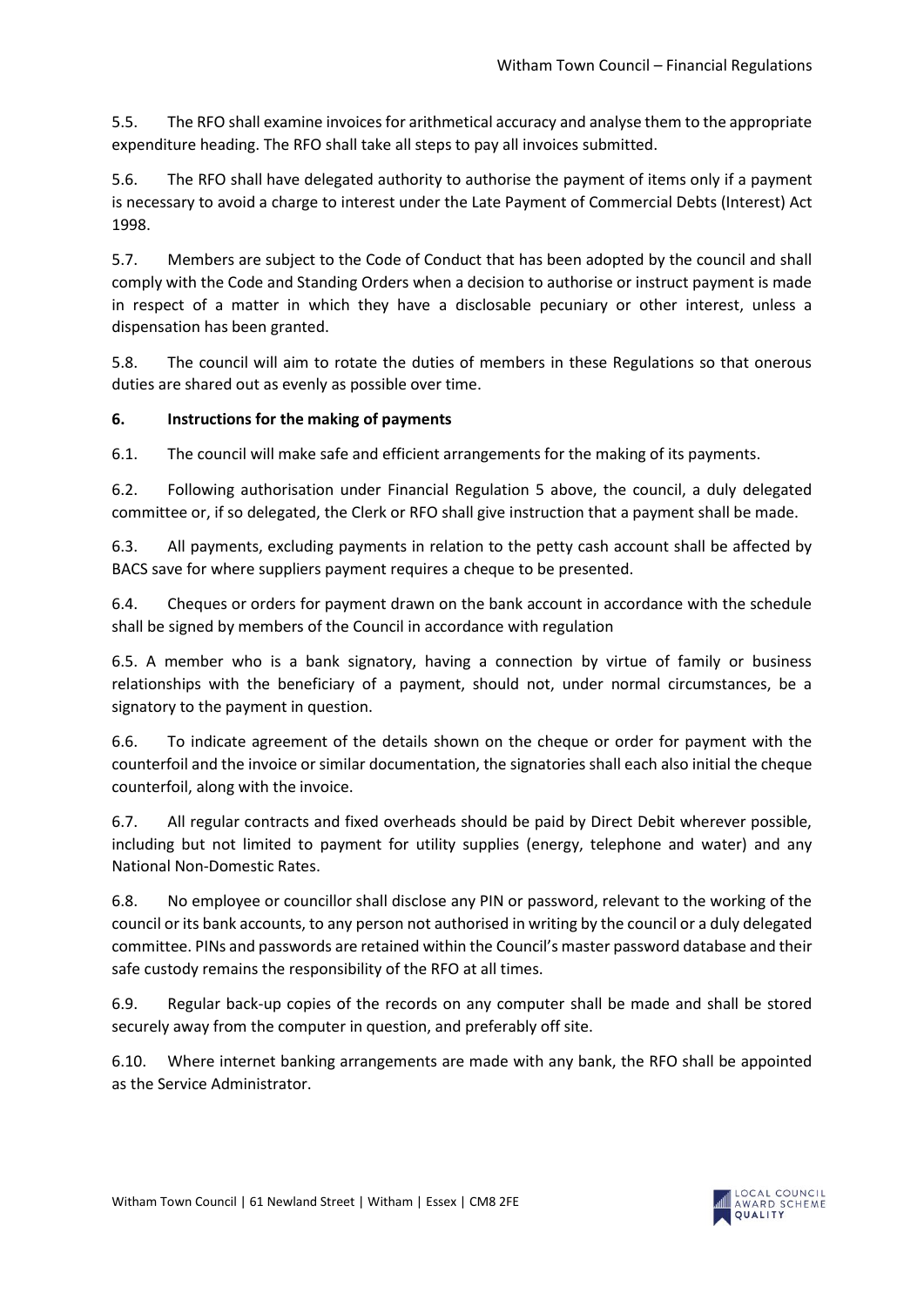5.5. The RFO shall examine invoices for arithmetical accuracy and analyse them to the appropriate expenditure heading. The RFO shall take all steps to pay all invoices submitted.

5.6. The RFO shall have delegated authority to authorise the payment of items only if a payment is necessary to avoid a charge to interest under the Late Payment of Commercial Debts (Interest) Act 1998.

5.7. Members are subject to the Code of Conduct that has been adopted by the council and shall comply with the Code and Standing Orders when a decision to authorise or instruct payment is made in respect of a matter in which they have a disclosable pecuniary or other interest, unless a dispensation has been granted.

5.8. The council will aim to rotate the duties of members in these Regulations so that onerous duties are shared out as evenly as possible over time.

**6. Instructions for the making of payments**

6.1. The council will make safe and efficient arrangements for the making of its payments.

6.2. Following authorisation under Financial Regulation 5 above, the council, a duly delegated committee or, if so delegated, the Clerk or RFO shall give instruction that a payment shall be made.

6.3. All payments, excluding payments in relation to the petty cash account shall be affected by BACS save for where suppliers payment requires a cheque to be presented.

6.4. Cheques or orders for payment drawn on the bank account in accordance with the schedule shall be signed by members of the Council in accordance with regulation

6.5. A member who is a bank signatory, having a connection by virtue of family or business relationships with the beneficiary of a payment, should not, under normal circumstances, be a signatory to the payment in question.

6.6. To indicate agreement of the details shown on the cheque or order for payment with the counterfoil and the invoice or similar documentation, the signatories shall each also initial the cheque counterfoil, along with the invoice.

6.7. All regular contracts and fixed overheads should be paid by Direct Debit wherever possible, including but not limited to payment for utility supplies (energy, telephone and water) and any National Non-Domestic Rates.

6.8. No employee or councillor shall disclose any PIN or password, relevant to the working of the council or its bank accounts, to any person not authorised in writing by the council or a duly delegated committee. PINs and passwords are retained within the Council's master password database and their safe custody remains the responsibility of the RFO at all times.

6.9. Regular back-up copies of the records on any computer shall be made and shall be stored securely away from the computer in question, and preferably off site.

6.10. Where internet banking arrangements are made with any bank, the RFO shall be appointed as the Service Administrator.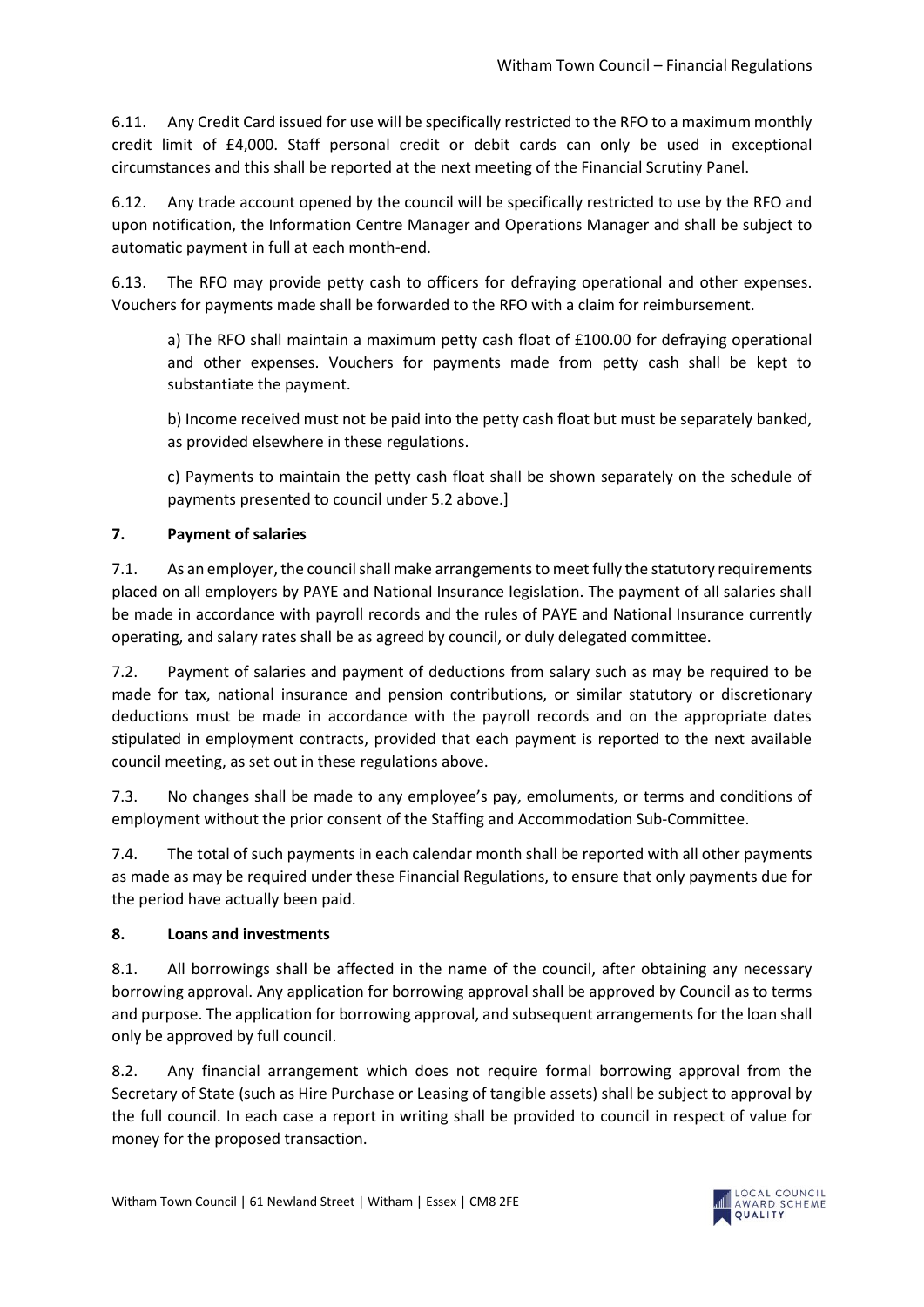6.11. Any Credit Card issued for use will be specifically restricted to the RFO to a maximum monthly credit limit of £4,000. Staff personal credit or debit cards can only be used in exceptional circumstances and this shall be reported at the next meeting of the Financial Scrutiny Panel.

6.12. Any trade account opened by the council will be specifically restricted to use by the RFO and upon notification, the Information Centre Manager and Operations Manager and shall be subject to automatic payment in full at each month-end.

6.13. The RFO may provide petty cash to officers for defraying operational and other expenses. Vouchers for payments made shall be forwarded to the RFO with a claim for reimbursement.

> a) The RFO shall maintain a maximum petty cash float of £100.00 for defraying operational and other expenses. Vouchers for payments made from petty cash shall be kept to substantiate the payment.
>
> b) Income received must not be paid into the petty cash float but must be separately banked, as provided elsewhere in these regulations.
>
> c) Payments to maintain the petty cash float shall be shown separately on the schedule of payments presented to council under 5.2 above.]

## 7. Payment of salaries

7.1. As an employer, the council shall make arrangements to meet fully the statutory requirements placed on all employers by PAYE and National Insurance legislation. The payment of all salaries shall be made in accordance with payroll records and the rules of PAYE and National Insurance currently operating, and salary rates shall be as agreed by council, or duly delegated committee.

7.2. Payment of salaries and payment of deductions from salary such as may be required to be made for tax, national insurance and pension contributions, or similar statutory or discretionary deductions must be made in accordance with the payroll records and on the appropriate dates stipulated in employment contracts, provided that each payment is reported to the next available council meeting, as set out in these regulations above.

7.3. No changes shall be made to any employee's pay, emoluments, or terms and conditions of employment without the prior consent of the Staffing and Accommodation Sub-Committee.

7.4. The total of such payments in each calendar month shall be reported with all other payments as made as may be required under these Financial Regulations, to ensure that only payments due for the period have actually been paid.

## 8. Loans and investments

8.1. All borrowings shall be affected in the name of the council, after obtaining any necessary borrowing approval. Any application for borrowing approval shall be approved by Council as to terms and purpose. The application for borrowing approval, and subsequent arrangements for the loan shall only be approved by full council.

8.2. Any financial arrangement which does not require formal borrowing approval from the Secretary of State (such as Hire Purchase or Leasing of tangible assets) shall be subject to approval by the full council. In each case a report in writing shall be provided to council in respect of value for money for the proposed transaction.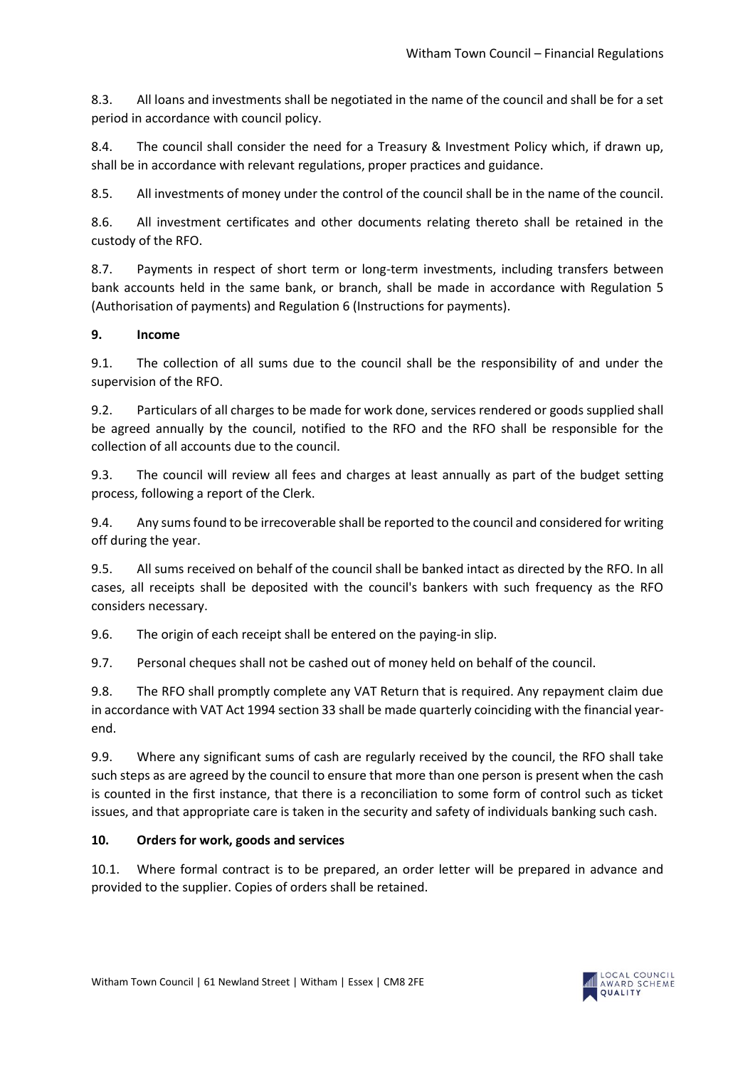8.3. All loans and investments shall be negotiated in the name of the council and shall be for a set period in accordance with council policy.

8.4. The council shall consider the need for a Treasury & Investment Policy which, if drawn up, shall be in accordance with relevant regulations, proper practices and guidance.

8.5. All investments of money under the control of the council shall be in the name of the council.

8.6. All investment certificates and other documents relating thereto shall be retained in the custody of the RFO.

8.7. Payments in respect of short term or long-term investments, including transfers between bank accounts held in the same bank, or branch, shall be made in accordance with Regulation 5 (Authorisation of payments) and Regulation 6 (Instructions for payments).

## 9. Income

9.1. The collection of all sums due to the council shall be the responsibility of and under the supervision of the RFO.

9.2. Particulars of all charges to be made for work done, services rendered or goods supplied shall be agreed annually by the council, notified to the RFO and the RFO shall be responsible for the collection of all accounts due to the council.

9.3. The council will review all fees and charges at least annually as part of the budget setting process, following a report of the Clerk.

9.4. Any sums found to be irrecoverable shall be reported to the council and considered for writing off during the year.

9.5. All sums received on behalf of the council shall be banked intact as directed by the RFO. In all cases, all receipts shall be deposited with the council's bankers with such frequency as the RFO considers necessary.

9.6. The origin of each receipt shall be entered on the paying-in slip.

9.7. Personal cheques shall not be cashed out of money held on behalf of the council.

9.8. The RFO shall promptly complete any VAT Return that is required. Any repayment claim due in accordance with VAT Act 1994 section 33 shall be made quarterly coinciding with the financial year-end.

9.9. Where any significant sums of cash are regularly received by the council, the RFO shall take such steps as are agreed by the council to ensure that more than one person is present when the cash is counted in the first instance, that there is a reconciliation to some form of control such as ticket issues, and that appropriate care is taken in the security and safety of individuals banking such cash.

## 10. Orders for work, goods and services

10.1. Where formal contract is to be prepared, an order letter will be prepared in advance and provided to the supplier. Copies of orders shall be retained.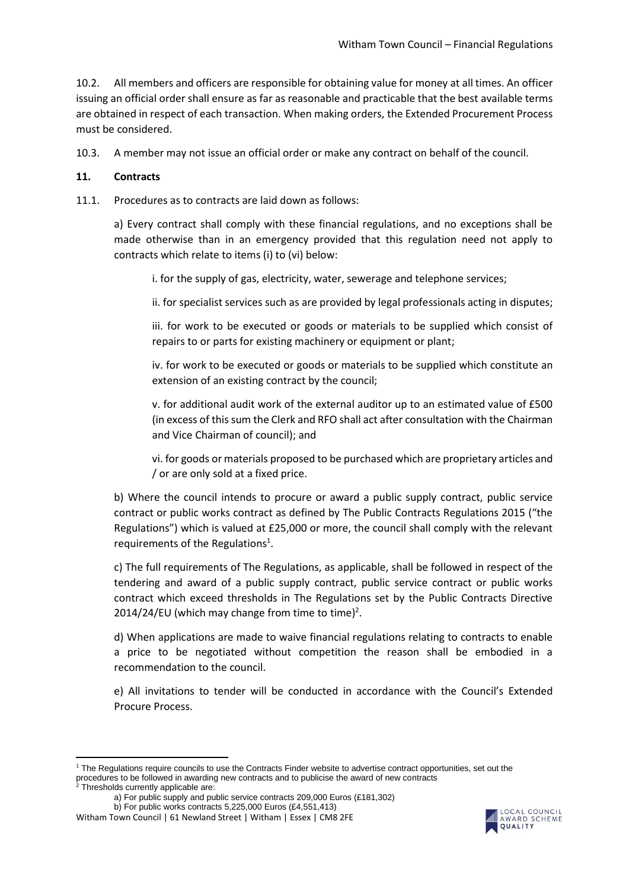10.2. All members and officers are responsible for obtaining value for money at all times. An officer issuing an official order shall ensure as far as reasonable and practicable that the best available terms are obtained in respect of each transaction. When making orders, the Extended Procurement Process must be considered.

10.3. A member may not issue an official order or make any contract on behalf of the council.

## 11. Contracts

11.1. Procedures as to contracts are laid down as follows:

a) Every contract shall comply with these financial regulations, and no exceptions shall be made otherwise than in an emergency provided that this regulation need not apply to contracts which relate to items (i) to (vi) below:

i. for the supply of gas, electricity, water, sewerage and telephone services;

ii. for specialist services such as are provided by legal professionals acting in disputes;

iii. for work to be executed or goods or materials to be supplied which consist of repairs to or parts for existing machinery or equipment or plant;

iv. for work to be executed or goods or materials to be supplied which constitute an extension of an existing contract by the council;

v. for additional audit work of the external auditor up to an estimated value of £500 (in excess of this sum the Clerk and RFO shall act after consultation with the Chairman and Vice Chairman of council); and

vi. for goods or materials proposed to be purchased which are proprietary articles and / or are only sold at a fixed price.

b) Where the council intends to procure or award a public supply contract, public service contract or public works contract as defined by The Public Contracts Regulations 2015 ("the Regulations") which is valued at £25,000 or more, the council shall comply with the relevant requirements of the Regulations[1].

c) The full requirements of The Regulations, as applicable, shall be followed in respect of the tendering and award of a public supply contract, public service contract or public works contract which exceed thresholds in The Regulations set by the Public Contracts Directive 2014/24/EU (which may change from time to time)[2].

d) When applications are made to waive financial regulations relating to contracts to enable a price to be negotiated without competition the reason shall be embodied in a recommendation to the council.

e) All invitations to tender will be conducted in accordance with the Council's Extended Procure Process.

---

[1] The Regulations require councils to use the Contracts Finder website to advertise contract opportunities, set out the procedures to be followed in awarding new contracts and to publicise the award of new contracts

[2] Thresholds currently applicable are:

a) For public supply and public service contracts 209,000 Euros (£181,302)

b) For public works contracts 5,225,000 Euros (£4,551,413)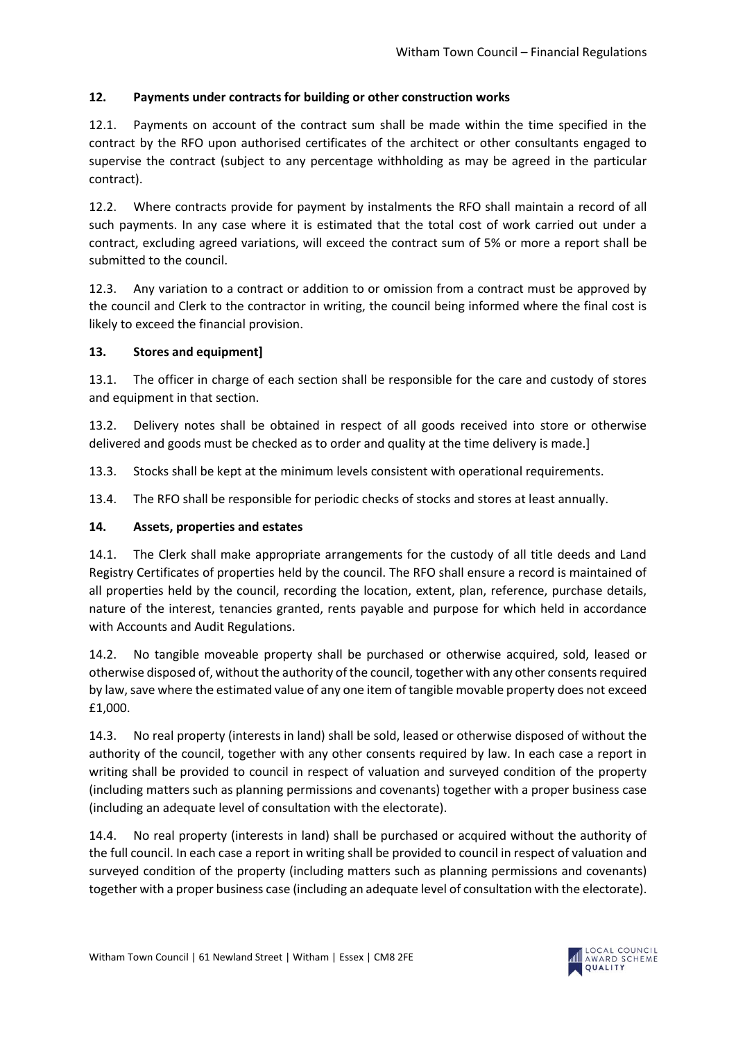## 12. Payments under contracts for building or other construction works

12.1. Payments on account of the contract sum shall be made within the time specified in the contract by the RFO upon authorised certificates of the architect or other consultants engaged to supervise the contract (subject to any percentage withholding as may be agreed in the particular contract).

12.2. Where contracts provide for payment by instalments the RFO shall maintain a record of all such payments. In any case where it is estimated that the total cost of work carried out under a contract, excluding agreed variations, will exceed the contract sum of 5% or more a report shall be submitted to the council.

12.3. Any variation to a contract or addition to or omission from a contract must be approved by the council and Clerk to the contractor in writing, the council being informed where the final cost is likely to exceed the financial provision.

## 13. Stores and equipment]

13.1. The officer in charge of each section shall be responsible for the care and custody of stores and equipment in that section.

13.2. Delivery notes shall be obtained in respect of all goods received into store or otherwise delivered and goods must be checked as to order and quality at the time delivery is made.]

13.3. Stocks shall be kept at the minimum levels consistent with operational requirements.

13.4. The RFO shall be responsible for periodic checks of stocks and stores at least annually.

## 14. Assets, properties and estates

14.1. The Clerk shall make appropriate arrangements for the custody of all title deeds and Land Registry Certificates of properties held by the council. The RFO shall ensure a record is maintained of all properties held by the council, recording the location, extent, plan, reference, purchase details, nature of the interest, tenancies granted, rents payable and purpose for which held in accordance with Accounts and Audit Regulations.

14.2. No tangible moveable property shall be purchased or otherwise acquired, sold, leased or otherwise disposed of, without the authority of the council, together with any other consents required by law, save where the estimated value of any one item of tangible movable property does not exceed £1,000.

14.3. No real property (interests in land) shall be sold, leased or otherwise disposed of without the authority of the council, together with any other consents required by law. In each case a report in writing shall be provided to council in respect of valuation and surveyed condition of the property (including matters such as planning permissions and covenants) together with a proper business case (including an adequate level of consultation with the electorate).

14.4. No real property (interests in land) shall be purchased or acquired without the authority of the full council. In each case a report in writing shall be provided to council in respect of valuation and surveyed condition of the property (including matters such as planning permissions and covenants) together with a proper business case (including an adequate level of consultation with the electorate).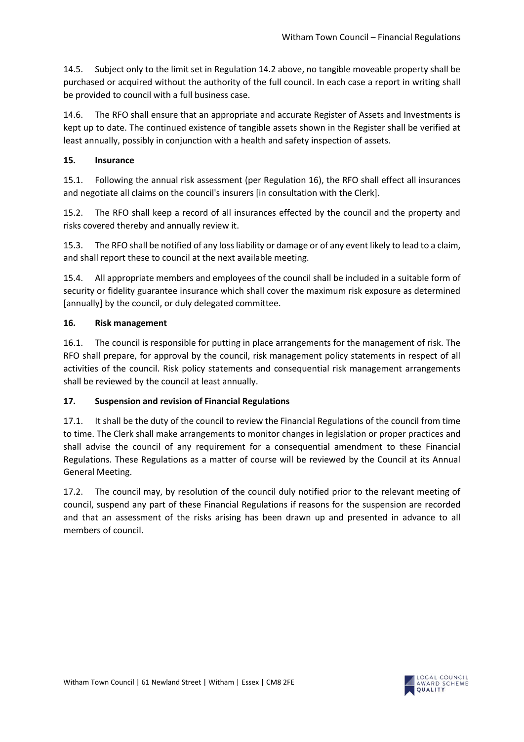14.5. Subject only to the limit set in Regulation 14.2 above, no tangible moveable property shall be purchased or acquired without the authority of the full council. In each case a report in writing shall be provided to council with a full business case.

14.6. The RFO shall ensure that an appropriate and accurate Register of Assets and Investments is kept up to date. The continued existence of tangible assets shown in the Register shall be verified at least annually, possibly in conjunction with a health and safety inspection of assets.

## 15. Insurance

15.1. Following the annual risk assessment (per Regulation 16), the RFO shall effect all insurances and negotiate all claims on the council's insurers [in consultation with the Clerk].

15.2. The RFO shall keep a record of all insurances effected by the council and the property and risks covered thereby and annually review it.

15.3. The RFO shall be notified of any loss liability or damage or of any event likely to lead to a claim, and shall report these to council at the next available meeting.

15.4. All appropriate members and employees of the council shall be included in a suitable form of security or fidelity guarantee insurance which shall cover the maximum risk exposure as determined [annually] by the council, or duly delegated committee.

## 16. Risk management

16.1. The council is responsible for putting in place arrangements for the management of risk. The RFO shall prepare, for approval by the council, risk management policy statements in respect of all activities of the council. Risk policy statements and consequential risk management arrangements shall be reviewed by the council at least annually.

## 17. Suspension and revision of Financial Regulations

17.1. It shall be the duty of the council to review the Financial Regulations of the council from time to time. The Clerk shall make arrangements to monitor changes in legislation or proper practices and shall advise the council of any requirement for a consequential amendment to these Financial Regulations. These Regulations as a matter of course will be reviewed by the Council at its Annual General Meeting.

17.2. The council may, by resolution of the council duly notified prior to the relevant meeting of council, suspend any part of these Financial Regulations if reasons for the suspension are recorded and that an assessment of the risks arising has been drawn up and presented in advance to all members of council.